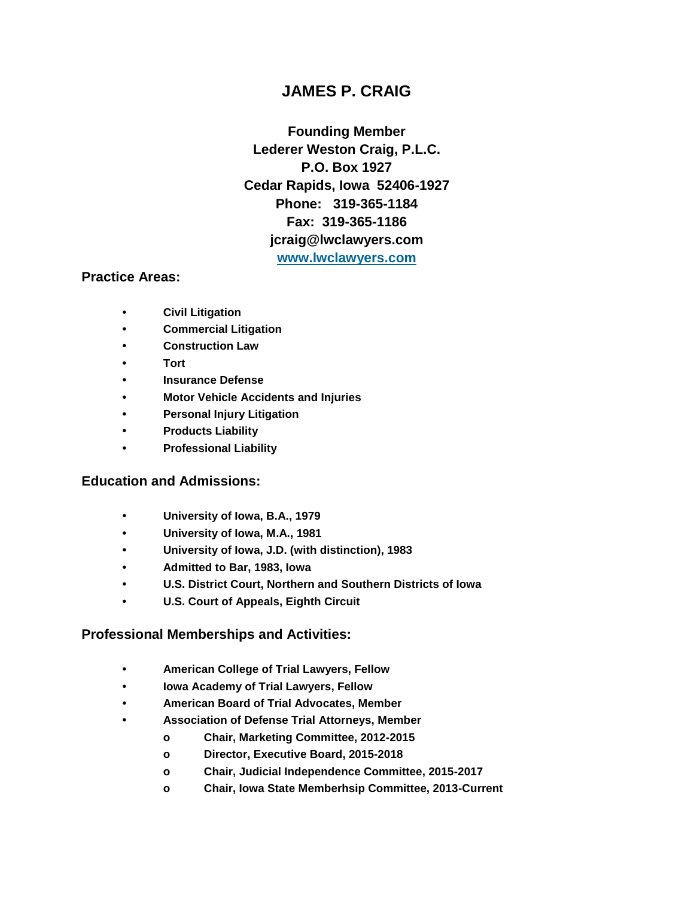# JAMES P. CRAIG

**Founding Member**
**Lederer Weston Craig, P.L.C.**
**P.O. Box 1927**
**Cedar Rapids, Iowa 52406-1927**
**Phone: 319-365-1184**
**Fax: 319-365-1186**
**jcraig@lwclawyers.com**
**[www.lwclawyers.com](http://www.lwclawyers.com)**

## Practice Areas:

- **Civil Litigation**
- **Commercial Litigation**
- **Construction Law**
- **Tort**
- **Insurance Defense**
- **Motor Vehicle Accidents and Injuries**
- **Personal Injury Litigation**
- **Products Liability**
- **Professional Liability**

## Education and Admissions:

- **University of Iowa, B.A., 1979**
- **University of Iowa, M.A., 1981**
- **University of Iowa, J.D. (with distinction), 1983**
- **Admitted to Bar, 1983, Iowa**
- **U.S. District Court, Northern and Southern Districts of Iowa**
- **U.S. Court of Appeals, Eighth Circuit**

## Professional Memberships and Activities:

- **American College of Trial Lawyers, Fellow**
- **Iowa Academy of Trial Lawyers, Fellow**
- **American Board of Trial Advocates, Member**
- **Association of Defense Trial Attorneys, Member**
  - **Chair, Marketing Committee, 2012-2015**
  - **Director, Executive Board, 2015-2018**
  - **Chair, Judicial Independence Committee, 2015-2017**
  - **Chair, Iowa State Memberhsip Committee, 2013-Current**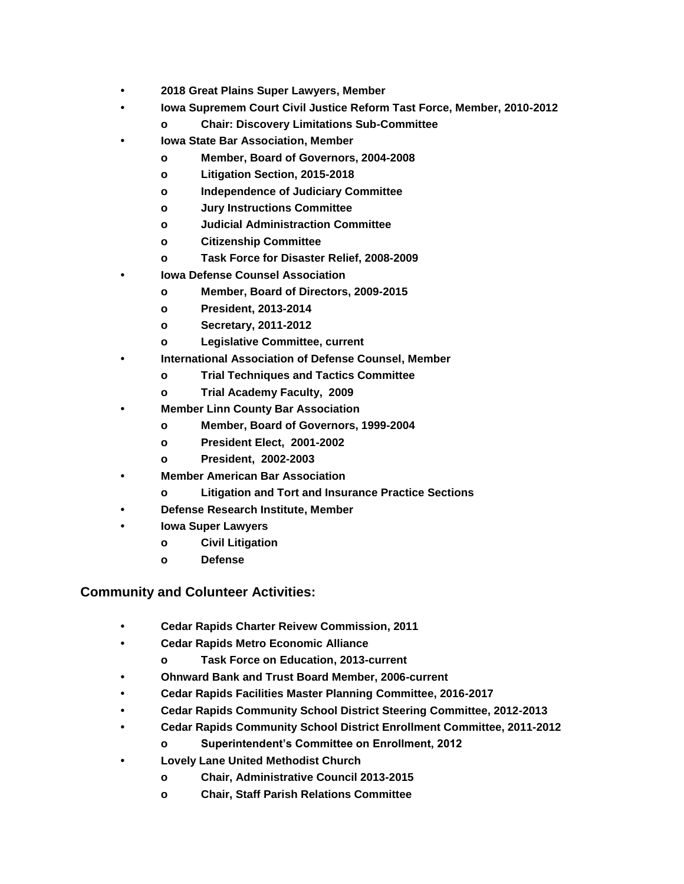- **2018 Great Plains Super Lawyers, Member**
- **Iowa Supremem Court Civil Justice Reform Tast Force, Member, 2010-2012**
  - **Chair: Discovery Limitations Sub-Committee**
- **Iowa State Bar Association, Member**
  - **Member, Board of Governors, 2004-2008**
  - **Litigation Section, 2015-2018**
  - **Independence of Judiciary Committee**
  - **Jury Instructions Committee**
  - **Judicial Administraction Committee**
  - **Citizenship Committee**
  - **Task Force for Disaster Relief, 2008-2009**
- **Iowa Defense Counsel Association**
  - **Member, Board of Directors, 2009-2015**
  - **President, 2013-2014**
  - **Secretary, 2011-2012**
  - **Legislative Committee, current**
- **International Association of Defense Counsel, Member**
  - **Trial Techniques and Tactics Committee**
  - **Trial Academy Faculty, 2009**
- **Member Linn County Bar Association**
  - **Member, Board of Governors, 1999-2004**
  - **President Elect, 2001-2002**
  - **President, 2002-2003**
- **Member American Bar Association**
  - **Litigation and Tort and Insurance Practice Sections**
- **Defense Research Institute, Member**
- **Iowa Super Lawyers**
  - **Civil Litigation**
  - **Defense**

## Community and Colunteer Activities:

- **Cedar Rapids Charter Reivew Commission, 2011**
- **Cedar Rapids Metro Economic Alliance**
  - **Task Force on Education, 2013-current**
- **Ohnward Bank and Trust Board Member, 2006-current**
- **Cedar Rapids Facilities Master Planning Committee, 2016-2017**
- **Cedar Rapids Community School District Steering Committee, 2012-2013**
- **Cedar Rapids Community School District Enrollment Committee, 2011-2012**
  - **Superintendent's Committee on Enrollment, 2012**
- **Lovely Lane United Methodist Church**
  - **Chair, Administrative Council 2013-2015**
  - **Chair, Staff Parish Relations Committee**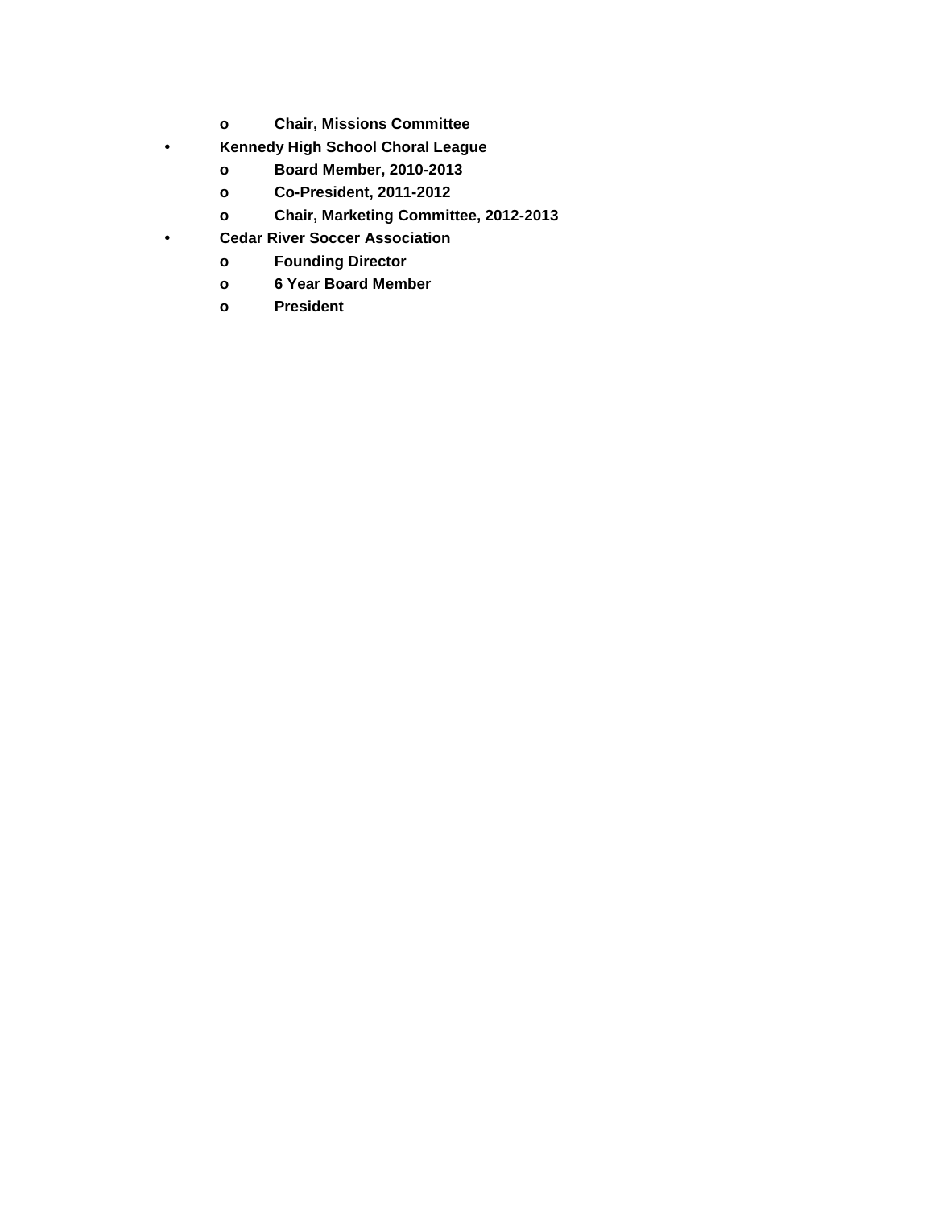- **Chair, Missions Committee**
- **Kennedy High School Choral League**
    - **Board Member, 2010-2013**
    - **Co-President, 2011-2012**
    - **Chair, Marketing Committee, 2012-2013**
- **Cedar River Soccer Association**
    - **Founding Director**
    - **6 Year Board Member**
    - **President**